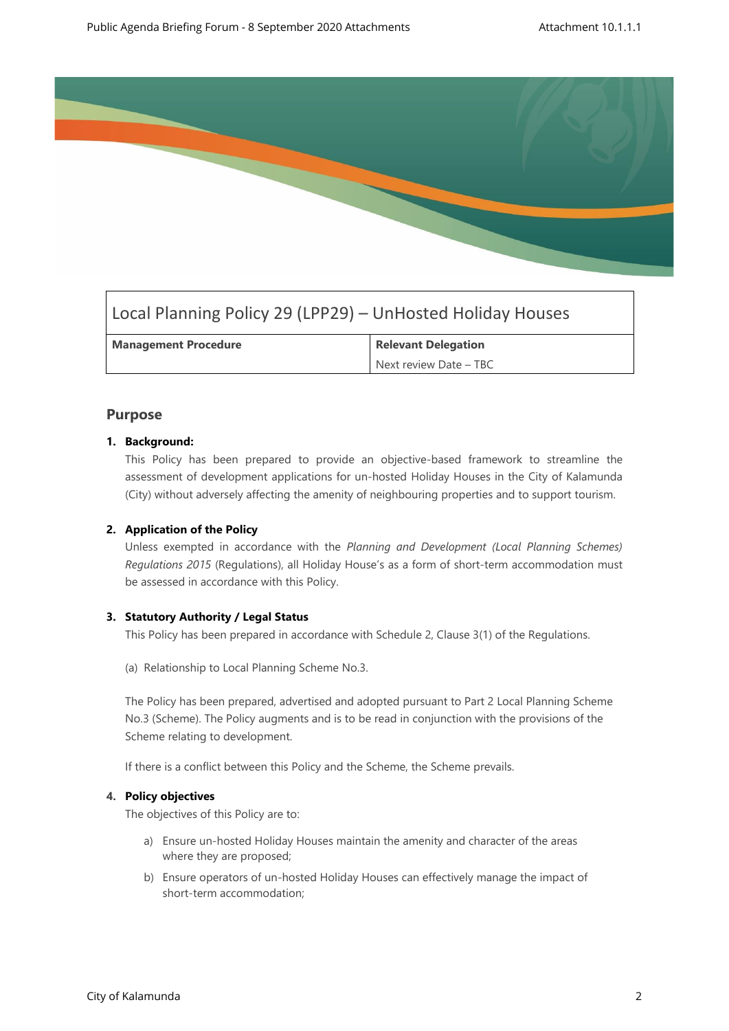# Local Planning Policy 29 (LPP29) – UnHosted Holiday Houses

| Management Procedure | Relevant Delegation |
|---|---|
| | Next review Date – TBC |

## Purpose

**1. Background:**

This Policy has been prepared to provide an objective-based framework to streamline the assessment of development applications for un-hosted Holiday Houses in the City of Kalamunda (City) without adversely affecting the amenity of neighbouring properties and to support tourism.

**2. Application of the Policy**

Unless exempted in accordance with the *Planning and Development (Local Planning Schemes) Regulations 2015* (Regulations), all Holiday House's as a form of short-term accommodation must be assessed in accordance with this Policy.

**3. Statutory Authority / Legal Status**

This Policy has been prepared in accordance with Schedule 2, Clause 3(1) of the Regulations.

(a) Relationship to Local Planning Scheme No.3.

The Policy has been prepared, advertised and adopted pursuant to Part 2 Local Planning Scheme No.3 (Scheme). The Policy augments and is to be read in conjunction with the provisions of the Scheme relating to development.

If there is a conflict between this Policy and the Scheme, the Scheme prevails.

**4. Policy objectives**

The objectives of this Policy are to:

a) Ensure un-hosted Holiday Houses maintain the amenity and character of the areas where they are proposed;

b) Ensure operators of un-hosted Holiday Houses can effectively manage the impact of short-term accommodation;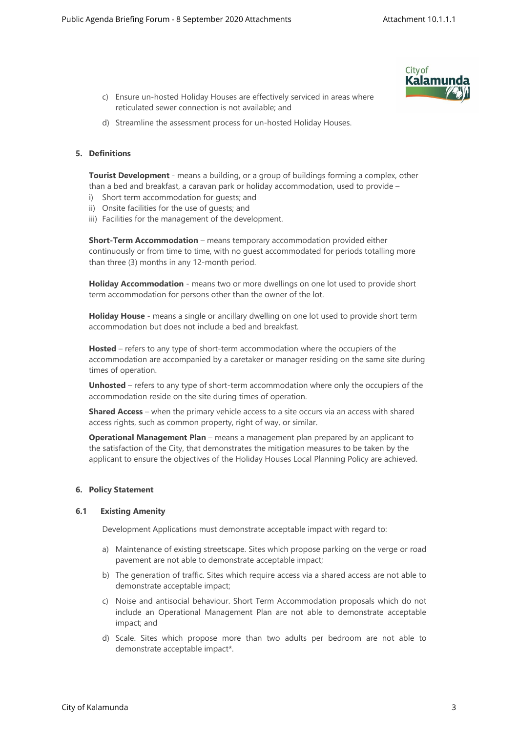c) Ensure un-hosted Holiday Houses are effectively serviced in areas where reticulated sewer connection is not available; and

d) Streamline the assessment process for un-hosted Holiday Houses.

## 5. Definitions

**Tourist Development** - means a building, or a group of buildings forming a complex, other than a bed and breakfast, a caravan park or holiday accommodation, used to provide –

i) Short term accommodation for guests; and
ii) Onsite facilities for the use of guests; and
iii) Facilities for the management of the development.

**Short-Term Accommodation** – means temporary accommodation provided either continuously or from time to time, with no guest accommodated for periods totalling more than three (3) months in any 12-month period.

**Holiday Accommodation** - means two or more dwellings on one lot used to provide short term accommodation for persons other than the owner of the lot.

**Holiday House** - means a single or ancillary dwelling on one lot used to provide short term accommodation but does not include a bed and breakfast.

**Hosted** – refers to any type of short-term accommodation where the occupiers of the accommodation are accompanied by a caretaker or manager residing on the same site during times of operation.

**Unhosted** – refers to any type of short-term accommodation where only the occupiers of the accommodation reside on the site during times of operation.

**Shared Access** – when the primary vehicle access to a site occurs via an access with shared access rights, such as common property, right of way, or similar.

**Operational Management Plan** – means a management plan prepared by an applicant to the satisfaction of the City, that demonstrates the mitigation measures to be taken by the applicant to ensure the objectives of the Holiday Houses Local Planning Policy are achieved.

## 6. Policy Statement

### 6.1 Existing Amenity

Development Applications must demonstrate acceptable impact with regard to:

a) Maintenance of existing streetscape. Sites which propose parking on the verge or road pavement are not able to demonstrate acceptable impact;

b) The generation of traffic. Sites which require access via a shared access are not able to demonstrate acceptable impact;

c) Noise and antisocial behaviour. Short Term Accommodation proposals which do not include an Operational Management Plan are not able to demonstrate acceptable impact; and

d) Scale. Sites which propose more than two adults per bedroom are not able to demonstrate acceptable impact*.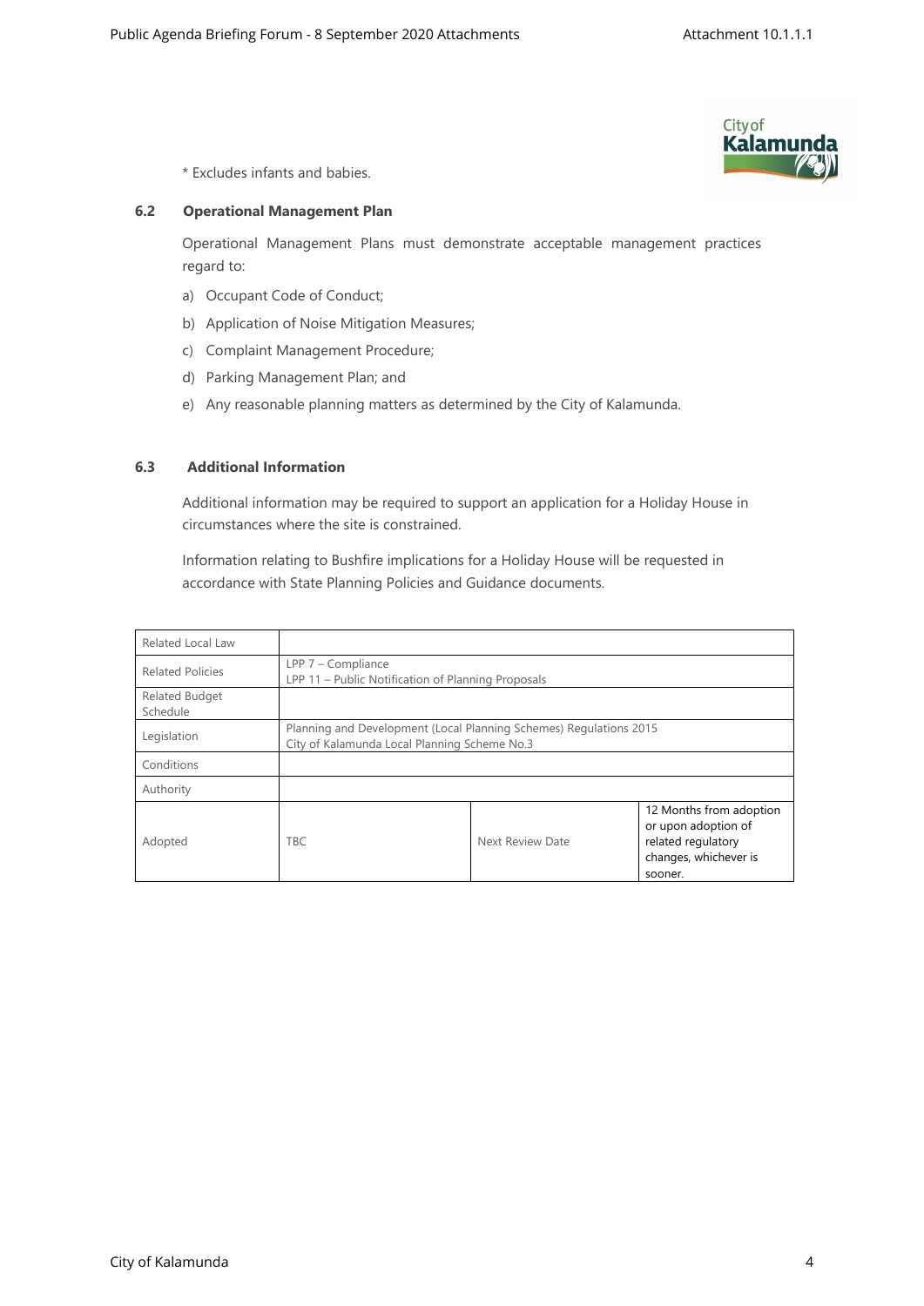\* Excludes infants and babies.

### 6.2 Operational Management Plan

Operational Management Plans must demonstrate acceptable management practices regard to:

a) Occupant Code of Conduct;

b) Application of Noise Mitigation Measures;

c) Complaint Management Procedure;

d) Parking Management Plan; and

e) Any reasonable planning matters as determined by the City of Kalamunda.

### 6.3 Additional Information

Additional information may be required to support an application for a Holiday House in circumstances where the site is constrained.

Information relating to Bushfire implications for a Holiday House will be requested in accordance with State Planning Policies and Guidance documents.

| | | | |
|---|---|---|---|
| Related Local Law | | | |
| Related Policies | LPP 7 – Compliance<br>LPP 11 – Public Notification of Planning Proposals | | |
| Related Budget Schedule | | | |
| Legislation | Planning and Development (Local Planning Schemes) Regulations 2015<br>City of Kalamunda Local Planning Scheme No.3 | | |
| Conditions | | | |
| Authority | | | |
| Adopted | TBC | Next Review Date | 12 Months from adoption or upon adoption of related regulatory changes, whichever is sooner. |